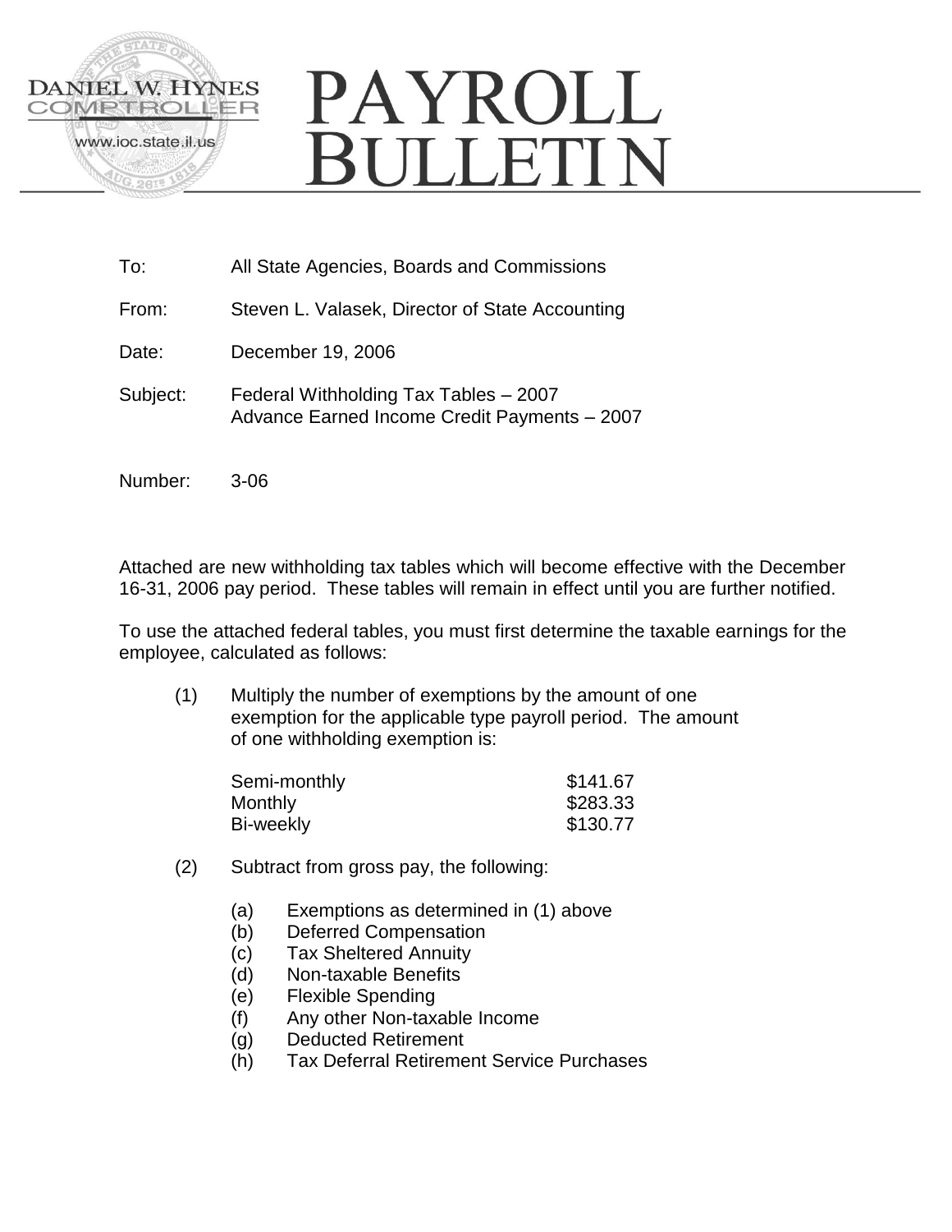DANIEL W. HYNES
COMPTROLLER
www.ioc.state.il.us

# PAYROLL BULLETIN

To: All State Agencies, Boards and Commissions

From: Steven L. Valasek, Director of State Accounting

Date: December 19, 2006

Subject: Federal Withholding Tax Tables – 2007
Advance Earned Income Credit Payments – 2007

Number: 3-06

Attached are new withholding tax tables which will become effective with the December 16-31, 2006 pay period. These tables will remain in effect until you are further notified.

To use the attached federal tables, you must first determine the taxable earnings for the employee, calculated as follows:

(1) Multiply the number of exemptions by the amount of one exemption for the applicable type payroll period. The amount of one withholding exemption is:

| | |
|---|---|
| Semi-monthly | $141.67 |
| Monthly | $283.33 |
| Bi-weekly | $130.77 |

(2) Subtract from gross pay, the following:

- (a) Exemptions as determined in (1) above
- (b) Deferred Compensation
- (c) Tax Sheltered Annuity
- (d) Non-taxable Benefits
- (e) Flexible Spending
- (f) Any other Non-taxable Income
- (g) Deducted Retirement
- (h) Tax Deferral Retirement Service Purchases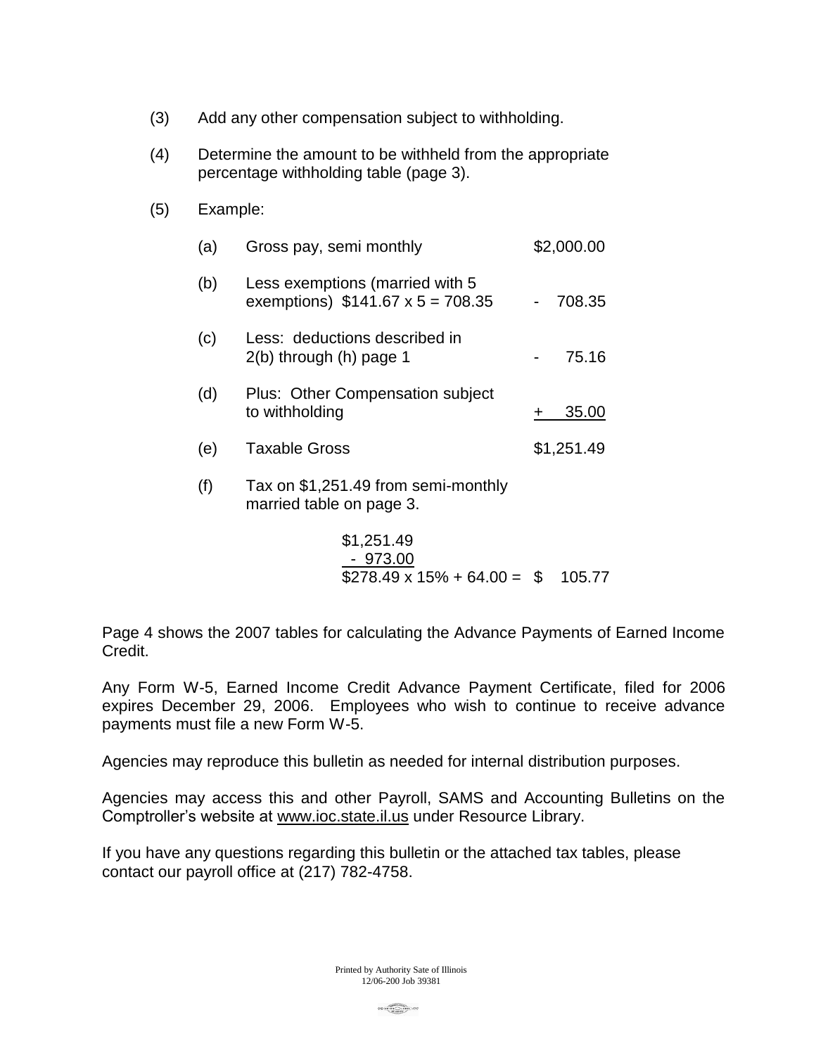(3) Add any other compensation subject to withholding.

(4) Determine the amount to be withheld from the appropriate percentage withholding table (page 3).

(5) Example:

| | | |
|---|---|---|
| (a) | Gross pay, semi monthly | \$2,000.00 |
| (b) | Less exemptions (married with 5 exemptions) \$141.67 x 5 = 708.35 | - 708.35 |
| (c) | Less: deductions described in 2(b) through (h) page 1 | - 75.16 |
| (d) | Plus: Other Compensation subject to withholding | + 35.00 |
| (e) | Taxable Gross | \$1,251.49 |

(f) Tax on \$1,251.49 from semi-monthly married table on page 3.

```
 $1,251.49
  - 973.00
 $278.49 x 15% + 64.00 = $ 105.77
```

Page 4 shows the 2007 tables for calculating the Advance Payments of Earned Income Credit.

Any Form W-5, Earned Income Credit Advance Payment Certificate, filed for 2006 expires December 29, 2006. Employees who wish to continue to receive advance payments must file a new Form W-5.

Agencies may reproduce this bulletin as needed for internal distribution purposes.

Agencies may access this and other Payroll, SAMS and Accounting Bulletins on the Comptroller's website at www.ioc.state.il.us under Resource Library.

If you have any questions regarding this bulletin or the attached tax tables, please contact our payroll office at (217) 782-4758.

Printed by Authority Sate of Illinois
12/06-200 Job 39381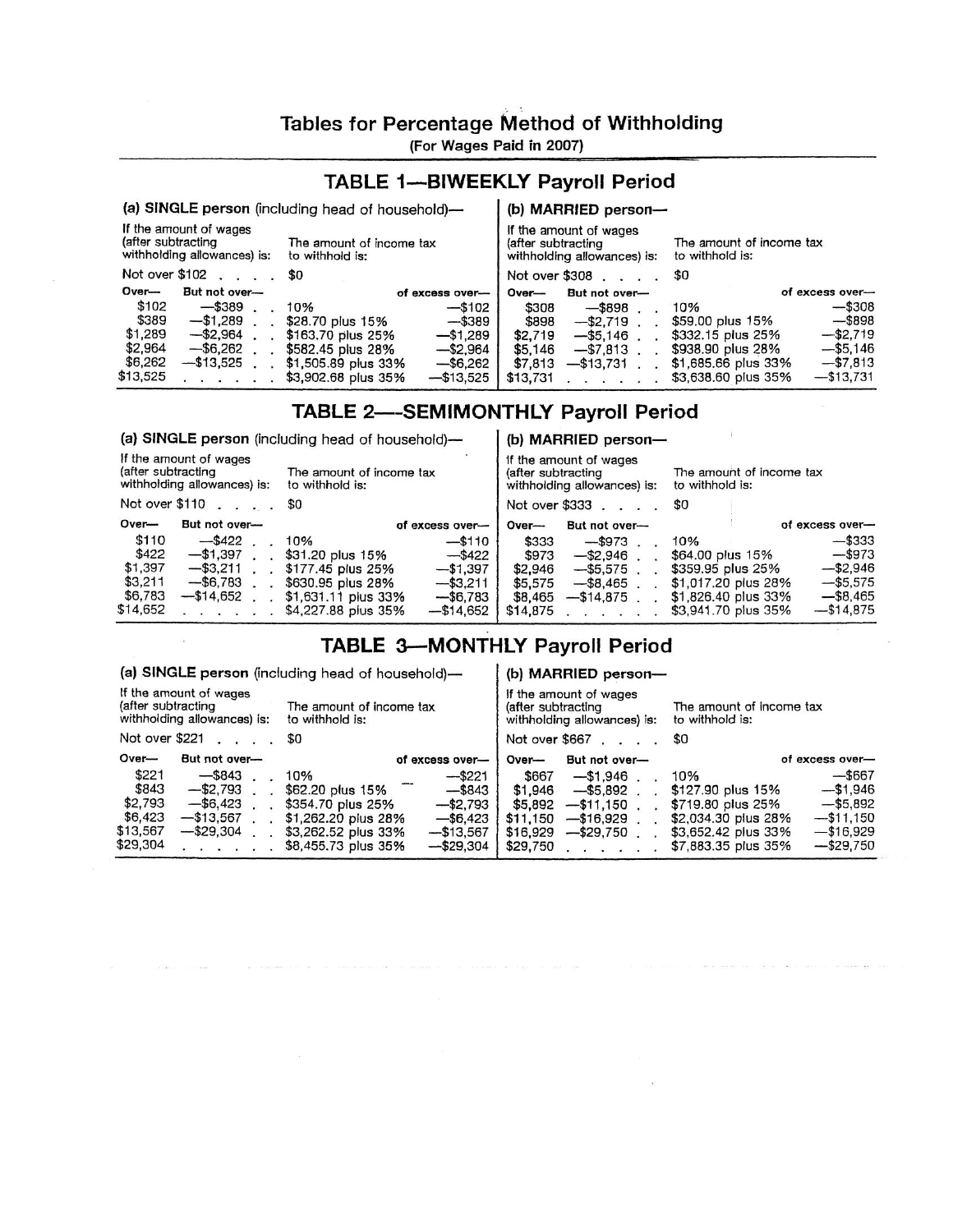# Tables for Percentage Method of Withholding

**(For Wages Paid in 2007)**

## TABLE 1—BIWEEKLY Payroll Period

**(a) SINGLE person** (including head of household)—

If the amount of wages (after subtracting withholding allowances) is: Not over $102 . . . . The amount of income tax to withhold is: $0

| Over— | But not over— | | of excess over— |
|---|---|---|---|
| $102 | —$389 | 10% | —$102 |
| $389 | —$1,289 | $28.70 plus 15% | —$389 |
| $1,289 | —$2,964 | $163.70 plus 25% | —$1,289 |
| $2,964 | —$6,262 | $582.45 plus 28% | —$2,964 |
| $6,262 | —$13,525 | $1,505.89 plus 33% | —$6,262 |
| $13,525 | . . . . . . | $3,902.68 plus 35% | —$13,525 |

**(b) MARRIED person—**

If the amount of wages (after subtracting withholding allowances) is: Not over $308 . . . . The amount of income tax to withhold is: $0

| Over— | But not over— | | of excess over— |
|---|---|---|---|
| $308 | —$898 | 10% | —$308 |
| $898 | —$2,719 | $59.00 plus 15% | —$898 |
| $2,719 | —$5,146 | $332.15 plus 25% | —$2,719 |
| $5,146 | —$7,813 | $938.90 plus 28% | —$5,146 |
| $7,813 | —$13,731 | $1,685.66 plus 33% | —$7,813 |
| $13,731 | . . . . . . | $3,638.60 plus 35% | —$13,731 |

## TABLE 2—SEMIMONTHLY Payroll Period

**(a) SINGLE person** (including head of household)—

If the amount of wages (after subtracting withholding allowances) is: Not over $110 . . . . The amount of income tax to withhold is: $0

| Over— | But not over— | | of excess over— |
|---|---|---|---|
| $110 | —$422 | 10% | —$110 |
| $422 | —$1,397 | $31.20 plus 15% | —$422 |
| $1,397 | —$3,211 | $177.45 plus 25% | —$1,397 |
| $3,211 | —$6,783 | $630.95 plus 28% | —$3,211 |
| $6,783 | —$14,652 | $1,631.11 plus 33% | —$6,783 |
| $14,652 | . . . . . . | $4,227.88 plus 35% | —$14,652 |

**(b) MARRIED person—**

If the amount of wages (after subtracting withholding allowances) is: Not over $333 . . . . The amount of income tax to withhold is: $0

| Over— | But not over— | | of excess over— |
|---|---|---|---|
| $333 | —$973 | 10% | —$333 |
| $973 | —$2,946 | $64.00 plus 15% | —$973 |
| $2,946 | —$5,575 | $359.95 plus 25% | —$2,946 |
| $5,575 | —$8,465 | $1,017.20 plus 28% | —$5,575 |
| $8,465 | —$14,875 | $1,826.40 plus 33% | —$8,465 |
| $14,875 | . . . . . . | $3,941.70 plus 35% | —$14,875 |

## TABLE 3—MONTHLY Payroll Period

**(a) SINGLE person** (including head of household)—

If the amount of wages (after subtracting withholding allowances) is: Not over $221 . . . . The amount of income tax to withhold is: $0

| Over— | But not over— | | of excess over— |
|---|---|---|---|
| $221 | —$843 | 10% | —$221 |
| $843 | —$2,793 | $62.20 plus 15% | —$843 |
| $2,793 | —$6,423 | $354.70 plus 25% | —$2,793 |
| $6,423 | —$13,567 | $1,262.20 plus 28% | —$6,423 |
| $13,567 | —$29,304 | $3,262.52 plus 33% | —$13,567 |
| $29,304 | . . . . . . | $8,455.73 plus 35% | —$29,304 |

**(b) MARRIED person—**

If the amount of wages (after subtracting withholding allowances) is: Not over $667 . . . . The amount of income tax to withhold is: $0

| Over— | But not over— | | of excess over— |
|---|---|---|---|
| $667 | —$1,946 | 10% | —$667 |
| $1,946 | —$5,892 | $127.90 plus 15% | —$1,946 |
| $5,892 | —$11,150 | $719.80 plus 25% | —$5,892 |
| $11,150 | —$16,929 | $2,034.30 plus 28% | —$11,150 |
| $16,929 | —$29,750 | $3,652.42 plus 33% | —$16,929 |
| $29,750 | . . . . . . | $7,883.35 plus 35% | —$29,750 |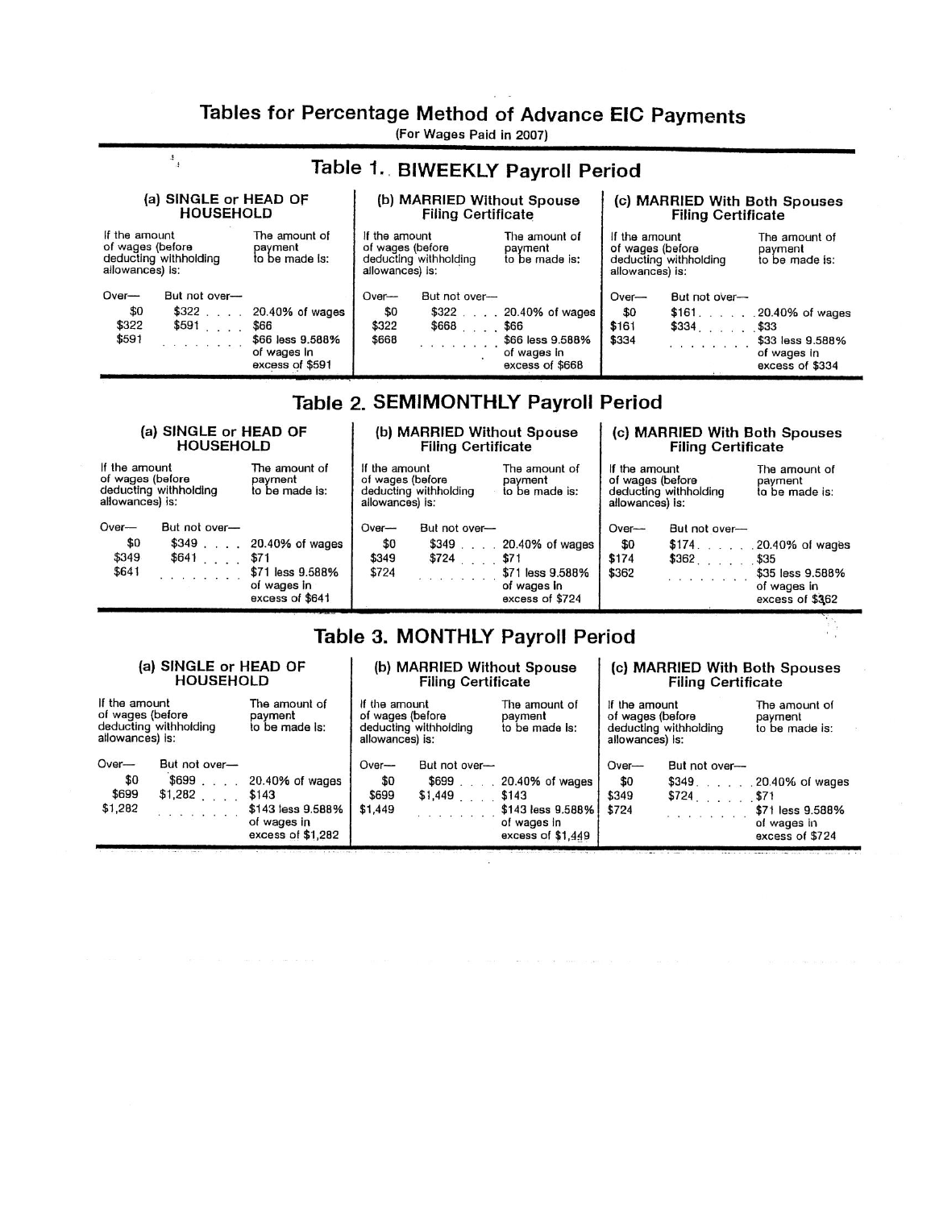# Tables for Percentage Method of Advance EIC Payments

(For Wages Paid in 2007)

## Table 1. BIWEEKLY Payroll Period

| (a) SINGLE or HEAD OF HOUSEHOLD | | | (b) MARRIED Without Spouse Filing Certificate | | | (c) MARRIED With Both Spouses Filing Certificate | | |
|---|---|---|---|---|---|---|---|---|
| If the amount of wages (before deducting withholding allowances) is: | | The amount of payment to be made is: | If the amount of wages (before deducting withholding allowances) is: | | The amount of payment to be made is: | If the amount of wages (before deducting withholding allowances) is: | | The amount of payment to be made is: |
| Over— | But not over— | | Over— | But not over— | | Over— | But not over— | |
| $0 | $322 | 20.40% of wages | $0 | $322 | 20.40% of wages | $0 | $161 | 20.40% of wages |
| $322 | $591 | $66 | $322 | $668 | $66 | $161 | $334 | $33 |
| $591 | | $66 less 9.588% of wages in excess of $591 | $668 | | $66 less 9.588% of wages in excess of $668 | $334 | | $33 less 9.588% of wages in excess of $334 |

## Table 2. SEMIMONTHLY Payroll Period

| (a) SINGLE or HEAD OF HOUSEHOLD | | | (b) MARRIED Without Spouse Filing Certificate | | | (c) MARRIED With Both Spouses Filing Certificate | | |
|---|---|---|---|---|---|---|---|---|
| If the amount of wages (before deducting withholding allowances) is: | | The amount of payment to be made is: | If the amount of wages (before deducting withholding allowances) is: | | The amount of payment to be made is: | If the amount of wages (before deducting withholding allowances) is: | | The amount of payment to be made is: |
| Over— | But not over— | | Over— | But not over— | | Over— | But not over— | |
| $0 | $349 | 20.40% of wages | $0 | $349 | 20.40% of wages | $0 | $174 | 20.40% of wages |
| $349 | $641 | $71 | $349 | $724 | $71 | $174 | $362 | $35 |
| $641 | | $71 less 9.588% of wages in excess of $641 | $724 | | $71 less 9.588% of wages in excess of $724 | $362 | | $35 less 9.588% of wages in excess of $362 |

## Table 3. MONTHLY Payroll Period

| (a) SINGLE or HEAD OF HOUSEHOLD | | | (b) MARRIED Without Spouse Filing Certificate | | | (c) MARRIED With Both Spouses Filing Certificate | | |
|---|---|---|---|---|---|---|---|---|
| If the amount of wages (before deducting withholding allowances) is: | | The amount of payment to be made is: | If the amount of wages (before deducting withholding allowances) is: | | The amount of payment to be made is: | If the amount of wages (before deducting withholding allowances) is: | | The amount of payment to be made is: |
| Over— | But not over— | | Over— | But not over— | | Over— | But not over— | |
| $0 | $699 | 20.40% of wages | $0 | $699 | 20.40% of wages | $0 | $349 | 20.40% of wages |
| $699 | $1,282 | $143 | $699 | $1,449 | $143 | $349 | $724 | $71 |
| $1,282 | | $143 less 9.588% of wages in excess of $1,282 | $1,449 | | $143 less 9.588% of wages in excess of $1,449 | $724 | | $71 less 9.588% of wages in excess of $724 |